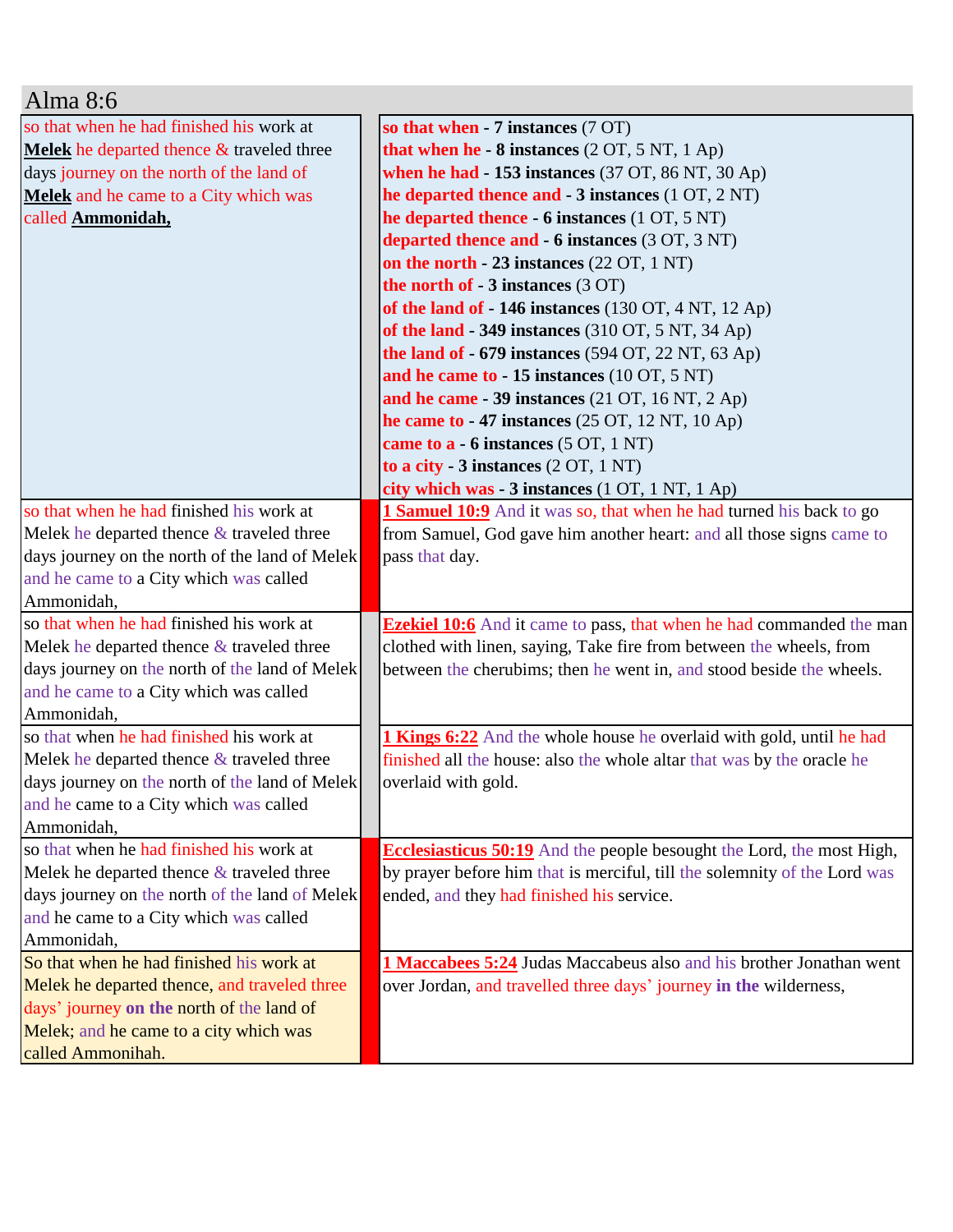# Alma 8:6

| | |
|---|---|
| so that when he had finished his work at **Melek** he departed thence & traveled three days journey on the north of the land of **Melek** and he came to a City which was called **Ammonidah,** | **so that when - 7 instances** (7 OT)<br>**that when he - 8 instances** (2 OT, 5 NT, 1 Ap)<br>**when he had - 153 instances** (37 OT, 86 NT, 30 Ap)<br>**he departed thence and - 3 instances** (1 OT, 2 NT)<br>**he departed thence - 6 instances** (1 OT, 5 NT)<br>**departed thence and - 6 instances** (3 OT, 3 NT)<br>**on the north - 23 instances** (22 OT, 1 NT)<br>**the north of - 3 instances** (3 OT)<br>**of the land of - 146 instances** (130 OT, 4 NT, 12 Ap)<br>**of the land - 349 instances** (310 OT, 5 NT, 34 Ap)<br>**the land of - 679 instances** (594 OT, 22 NT, 63 Ap)<br>**and he came to - 15 instances** (10 OT, 5 NT)<br>**and he came - 39 instances** (21 OT, 16 NT, 2 Ap)<br>**he came to - 47 instances** (25 OT, 12 NT, 10 Ap)<br>**came to a - 6 instances** (5 OT, 1 NT)<br>**to a city - 3 instances** (2 OT, 1 NT)<br>**city which was - 3 instances** (1 OT, 1 NT, 1 Ap) |
| so that when he had finished his work at Melek he departed thence & traveled three days journey on the north of the land of Melek and he came to a City which was called Ammonidah, | **1 Samuel 10:9** And it was so, that when he had turned his back to go from Samuel, God gave him another heart: and all those signs came to pass that day. |
| so that when he had finished his work at Melek he departed thence & traveled three days journey on the north of the land of Melek and he came to a City which was called Ammonidah, | **Ezekiel 10:6** And it came to pass, that when he had commanded the man clothed with linen, saying, Take fire from between the wheels, from between the cherubims; then he went in, and stood beside the wheels. |
| so that when he had finished his work at Melek he departed thence & traveled three days journey on the north of the land of Melek and he came to a City which was called Ammonidah, | **1 Kings 6:22** And the whole house he overlaid with gold, until he had finished all the house: also the whole altar that was by the oracle he overlaid with gold. |
| so that when he had finished his work at Melek he departed thence & traveled three days journey on the north of the land of Melek and he came to a City which was called Ammonidah, | **Ecclesiasticus 50:19** And the people besought the Lord, the most High, by prayer before him that is merciful, till the solemnity of the Lord was ended, and they had finished his service. |
| So that when he had finished his work at Melek he departed thence, and traveled three days' journey on the north of the land of Melek; and he came to a city which was called Ammonihah. | **1 Maccabees 5:24** Judas Maccabeus also and his brother Jonathan went over Jordan, and travelled three days' journey **in the** wilderness, |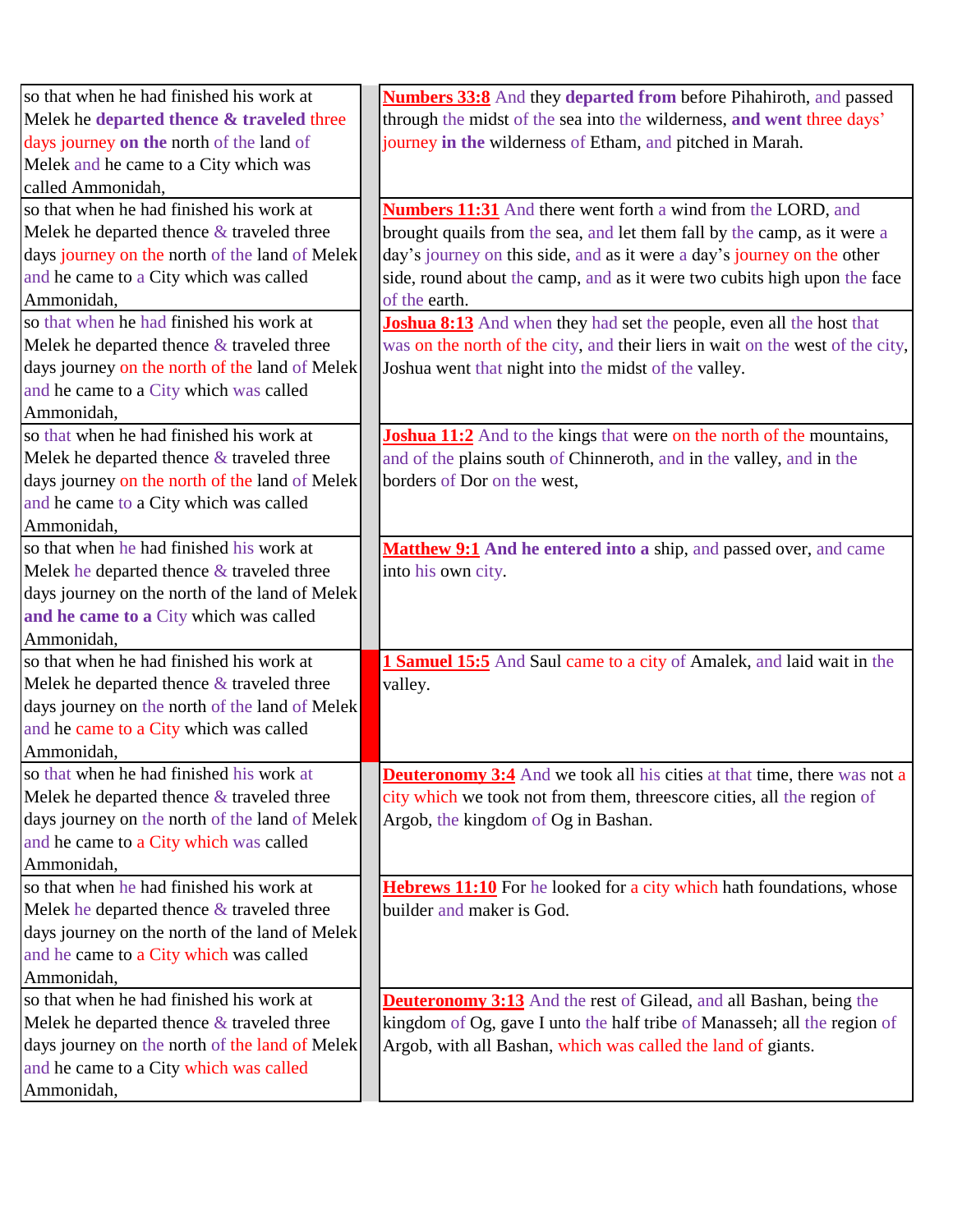| | | |
|---|---|---|
| so that when he had finished his work at Melek he **departed thence & traveled** three days journey **on the** north of the land of Melek and he came to a City which was called Ammonidah, | | **Numbers 33:8** And they **departed from** before Pihahiroth, and passed through the midst of the sea into the wilderness, **and went** three days' journey **in the** wilderness of Etham, and pitched in Marah. |
| so that when he had finished his work at Melek he departed thence & traveled three days journey on the north of the land of Melek and he came to a City which was called Ammonidah, | | **Numbers 11:31** And there went forth a wind from the LORD, and brought quails from the sea, and let them fall by the camp, as it were a day's journey on this side, and as it were a day's journey on the other side, round about the camp, and as it were two cubits high upon the face of the earth. |
| so that when he had finished his work at Melek he departed thence & traveled three days journey on the north of the land of Melek and he came to a City which was called Ammonidah, | | **Joshua 8:13** And when they had set the people, even all the host that was on the north of the city, and their liers in wait on the west of the city, Joshua went that night into the midst of the valley. |
| so that when he had finished his work at Melek he departed thence & traveled three days journey on the north of the land of Melek and he came to a City which was called Ammonidah, | | **Joshua 11:2** And to the kings that were on the north of the mountains, and of the plains south of Chinneroth, and in the valley, and in the borders of Dor on the west, |
| so that when he had finished his work at Melek he departed thence & traveled three days journey on the north of the land of Melek **and he came to a** City which was called Ammonidah, | | **Matthew 9:1 And he entered into a** ship, and passed over, and came into his own city. |
| so that when he had finished his work at Melek he departed thence & traveled three days journey on the north of the land of Melek and he came to a City which was called Ammonidah, | | **1 Samuel 15:5** And Saul came to a city of Amalek, and laid wait in the valley. |
| so that when he had finished his work at Melek he departed thence & traveled three days journey on the north of the land of Melek and he came to a City which was called Ammonidah, | | **Deuteronomy 3:4** And we took all his cities at that time, there was not a city which we took not from them, threescore cities, all the region of Argob, the kingdom of Og in Bashan. |
| so that when he had finished his work at Melek he departed thence & traveled three days journey on the north of the land of Melek and he came to a City which was called Ammonidah, | | **Hebrews 11:10** For he looked for a city which hath foundations, whose builder and maker is God. |
| so that when he had finished his work at Melek he departed thence & traveled three days journey on the north of the land of Melek and he came to a City which was called Ammonidah, | | **Deuteronomy 3:13** And the rest of Gilead, and all Bashan, being the kingdom of Og, gave I unto the half tribe of Manasseh; all the region of Argob, with all Bashan, which was called the land of giants. |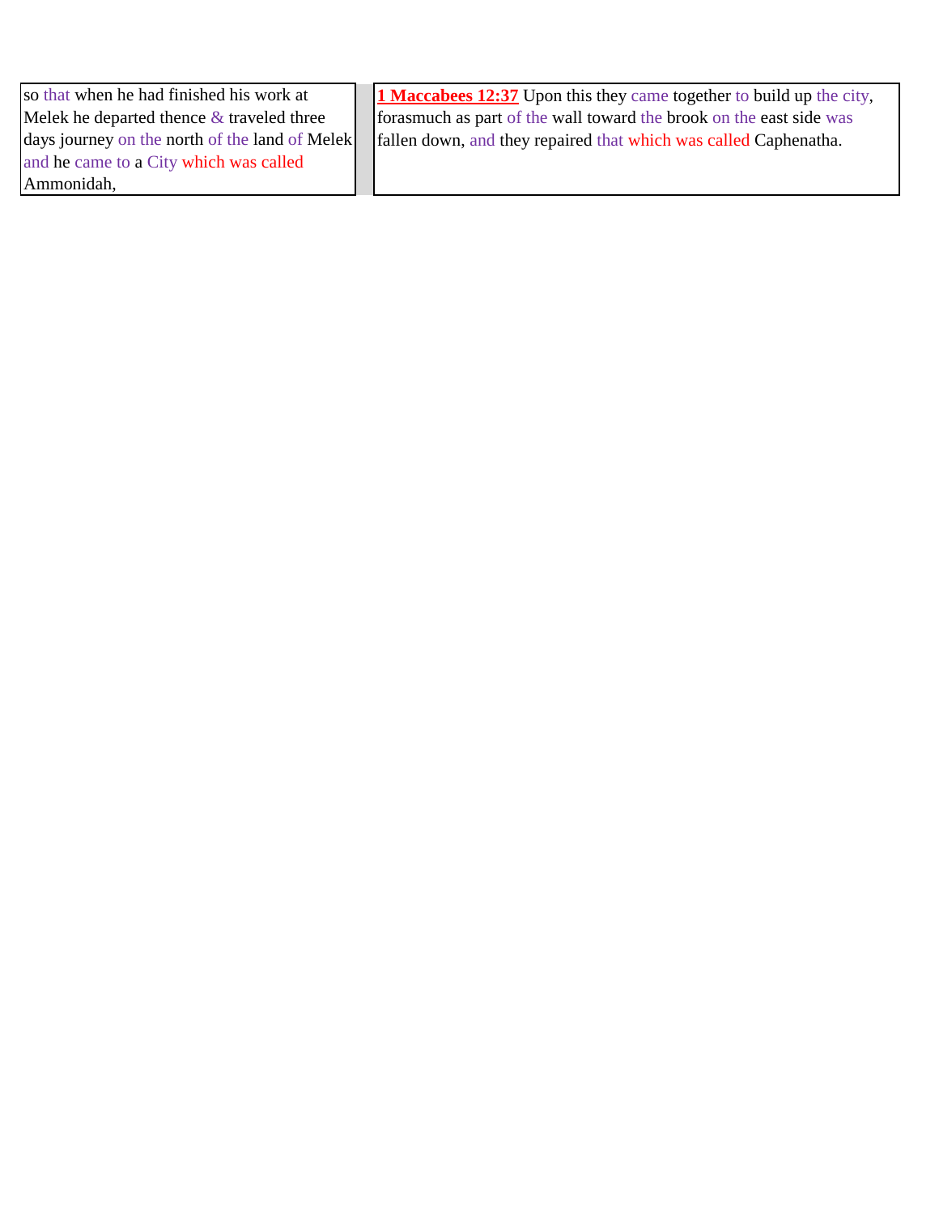| | |
|---|---|
| so that when he had finished his work at Melek he departed thence & traveled three days journey on the north of the land of Melek and he came to a City which was called Ammonidah, | **1 Maccabees 12:37** Upon this they came together to build up the city, forasmuch as part of the wall toward the brook on the east side was fallen down, and they repaired that which was called Caphenatha. |